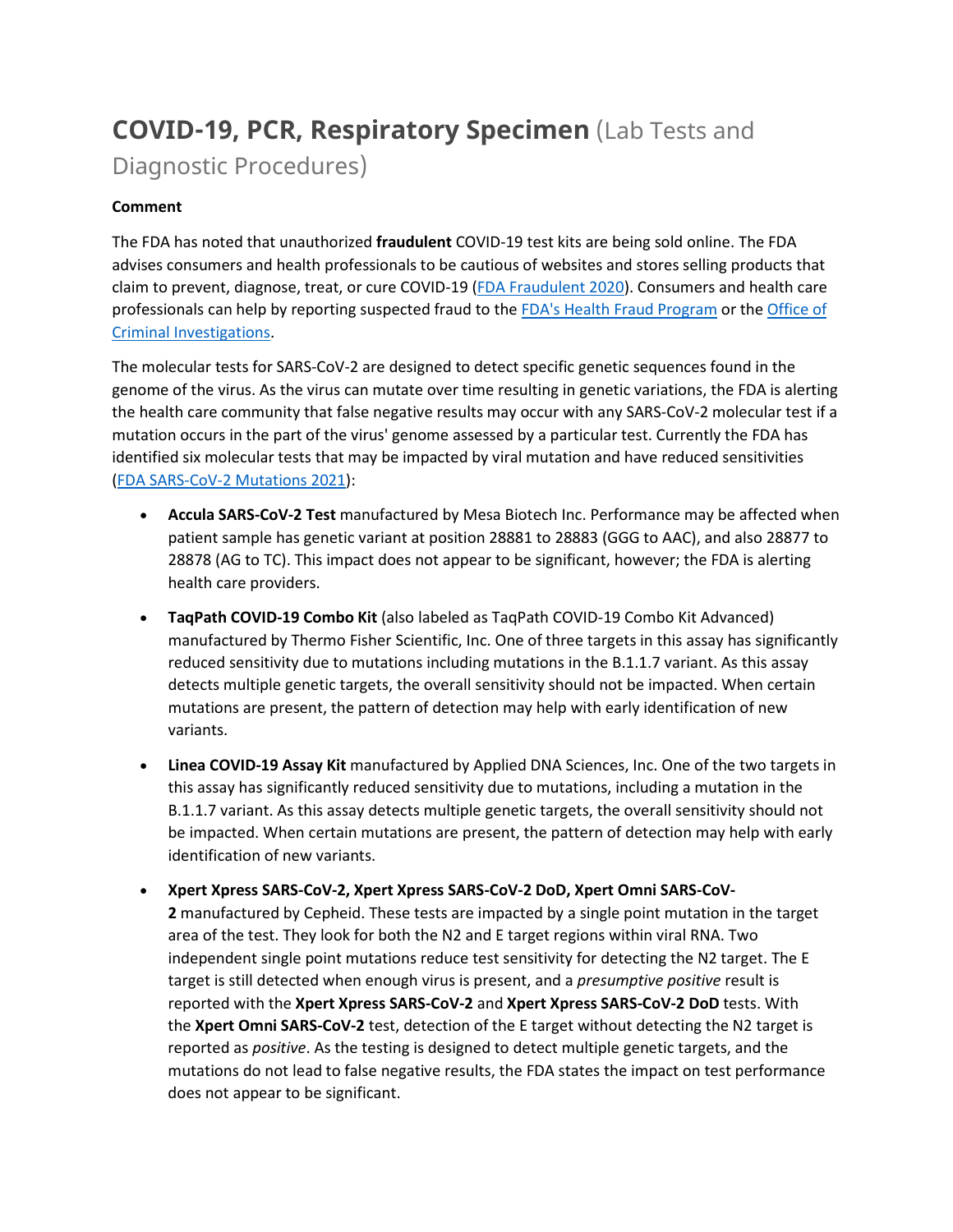# **COVID-19, PCR, Respiratory Specimen** (Lab Tests and Diagnostic Procedures)

**Comment**

The FDA has noted that unauthorized **fraudulent** COVID-19 test kits are being sold online. The FDA advises consumers and health professionals to be cautious of websites and stores selling products that claim to prevent, diagnose, treat, or cure COVID-19 (FDA Fraudulent 2020). Consumers and health care professionals can help by reporting suspected fraud to the FDA's Health Fraud Program or the Office of Criminal Investigations.

The molecular tests for SARS-CoV-2 are designed to detect specific genetic sequences found in the genome of the virus. As the virus can mutate over time resulting in genetic variations, the FDA is alerting the health care community that false negative results may occur with any SARS-CoV-2 molecular test if a mutation occurs in the part of the virus' genome assessed by a particular test. Currently the FDA has identified six molecular tests that may be impacted by viral mutation and have reduced sensitivities (FDA SARS-CoV-2 Mutations 2021):

- **Accula SARS-CoV-2 Test** manufactured by Mesa Biotech Inc. Performance may be affected when patient sample has genetic variant at position 28881 to 28883 (GGG to AAC), and also 28877 to 28878 (AG to TC). This impact does not appear to be significant, however; the FDA is alerting health care providers.
- **TaqPath COVID-19 Combo Kit** (also labeled as TaqPath COVID-19 Combo Kit Advanced) manufactured by Thermo Fisher Scientific, Inc. One of three targets in this assay has significantly reduced sensitivity due to mutations including mutations in the B.1.1.7 variant. As this assay detects multiple genetic targets, the overall sensitivity should not be impacted. When certain mutations are present, the pattern of detection may help with early identification of new variants.
- **Linea COVID-19 Assay Kit** manufactured by Applied DNA Sciences, Inc. One of the two targets in this assay has significantly reduced sensitivity due to mutations, including a mutation in the B.1.1.7 variant. As this assay detects multiple genetic targets, the overall sensitivity should not be impacted. When certain mutations are present, the pattern of detection may help with early identification of new variants.
- **Xpert Xpress SARS-CoV-2, Xpert Xpress SARS-CoV-2 DoD, Xpert Omni SARS-CoV-2** manufactured by Cepheid. These tests are impacted by a single point mutation in the target area of the test. They look for both the N2 and E target regions within viral RNA. Two independent single point mutations reduce test sensitivity for detecting the N2 target. The E target is still detected when enough virus is present, and a *presumptive positive* result is reported with the **Xpert Xpress SARS-CoV-2** and **Xpert Xpress SARS-CoV-2 DoD** tests. With the **Xpert Omni SARS-CoV-2** test, detection of the E target without detecting the N2 target is reported as *positive*. As the testing is designed to detect multiple genetic targets, and the mutations do not lead to false negative results, the FDA states the impact on test performance does not appear to be significant.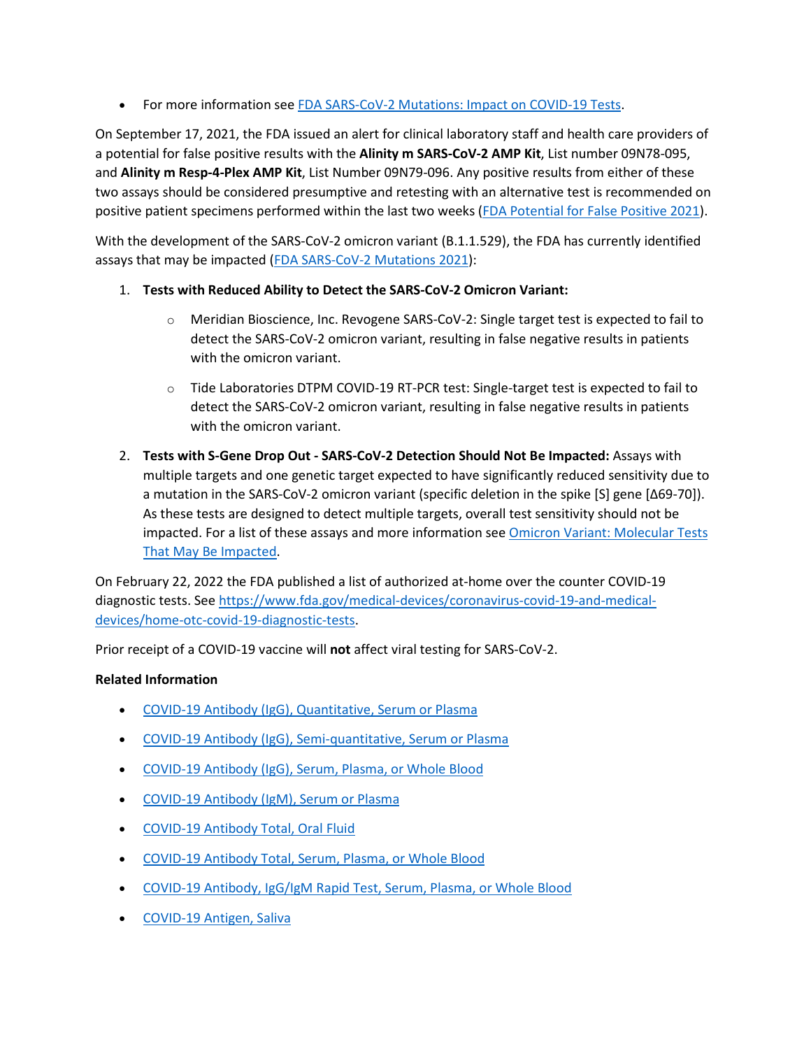- For more information see [FDA SARS-CoV-2 Mutations: Impact on COVID-19 Tests](#).

On September 17, 2021, the FDA issued an alert for clinical laboratory staff and health care providers of a potential for false positive results with the **Alinity m SARS-CoV-2 AMP Kit**, List number 09N78-095, and **Alinity m Resp-4-Plex AMP Kit**, List Number 09N79-096. Any positive results from either of these two assays should be considered presumptive and retesting with an alternative test is recommended on positive patient specimens performed within the last two weeks ([FDA Potential for False Positive 2021](#)).

With the development of the SARS-CoV-2 omicron variant (B.1.1.529), the FDA has currently identified assays that may be impacted ([FDA SARS-CoV-2 Mutations 2021](#)):

1. **Tests with Reduced Ability to Detect the SARS-CoV-2 Omicron Variant:**
    - Meridian Bioscience, Inc. Revogene SARS-CoV-2: Single target test is expected to fail to detect the SARS-CoV-2 omicron variant, resulting in false negative results in patients with the omicron variant.
    - Tide Laboratories DTPM COVID-19 RT-PCR test: Single-target test is expected to fail to detect the SARS-CoV-2 omicron variant, resulting in false negative results in patients with the omicron variant.
2. **Tests with S-Gene Drop Out - SARS-CoV-2 Detection Should Not Be Impacted:** Assays with multiple targets and one genetic target expected to have significantly reduced sensitivity due to a mutation in the SARS-CoV-2 omicron variant (specific deletion in the spike [S] gene [Δ69-70]). As these tests are designed to detect multiple targets, overall test sensitivity should not be impacted. For a list of these assays and more information see [Omicron Variant: Molecular Tests That May Be Impacted](#).

On February 22, 2022 the FDA published a list of authorized at-home over the counter COVID-19 diagnostic tests. See https://www.fda.gov/medical-devices/coronavirus-covid-19-and-medical-devices/home-otc-covid-19-diagnostic-tests.

Prior receipt of a COVID-19 vaccine will **not** affect viral testing for SARS-CoV-2.

**Related Information**

- [COVID-19 Antibody (IgG), Quantitative, Serum or Plasma](#)
- [COVID-19 Antibody (IgG), Semi-quantitative, Serum or Plasma](#)
- [COVID-19 Antibody (IgG), Serum, Plasma, or Whole Blood](#)
- [COVID-19 Antibody (IgM), Serum or Plasma](#)
- [COVID-19 Antibody Total, Oral Fluid](#)
- [COVID-19 Antibody Total, Serum, Plasma, or Whole Blood](#)
- [COVID-19 Antibody, IgG/IgM Rapid Test, Serum, Plasma, or Whole Blood](#)
- [COVID-19 Antigen, Saliva](#)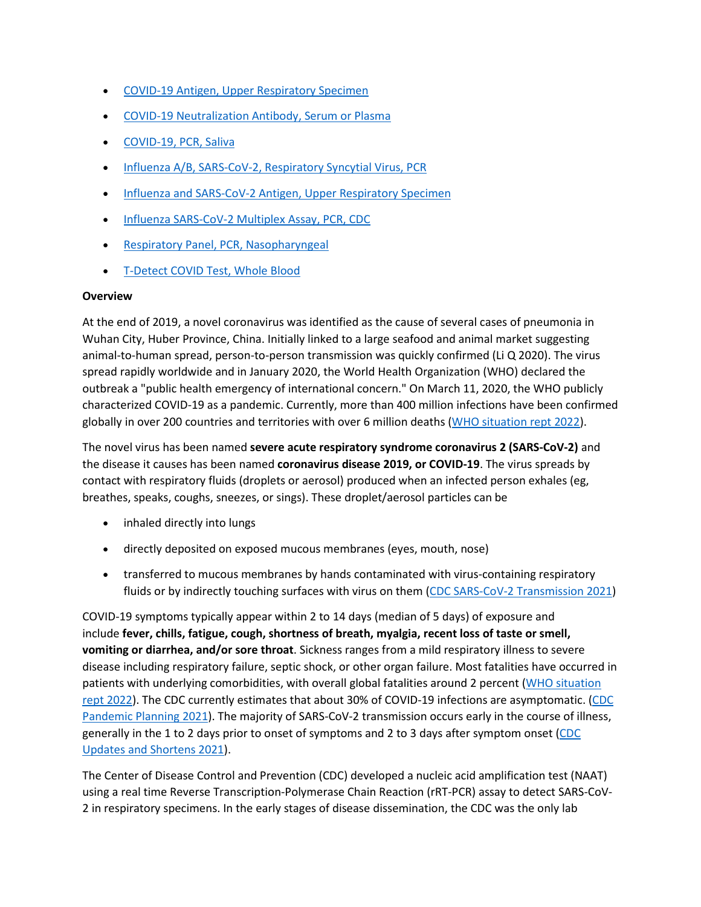- [COVID-19 Antigen, Upper Respiratory Specimen]
- [COVID-19 Neutralization Antibody, Serum or Plasma]
- [COVID-19, PCR, Saliva]
- [Influenza A/B, SARS-CoV-2, Respiratory Syncytial Virus, PCR]
- [Influenza and SARS-CoV-2 Antigen, Upper Respiratory Specimen]
- [Influenza SARS-CoV-2 Multiplex Assay, PCR, CDC]
- [Respiratory Panel, PCR, Nasopharyngeal]
- [T-Detect COVID Test, Whole Blood]

**Overview**

At the end of 2019, a novel coronavirus was identified as the cause of several cases of pneumonia in Wuhan City, Huber Province, China. Initially linked to a large seafood and animal market suggesting animal-to-human spread, person-to-person transmission was quickly confirmed (Li Q 2020). The virus spread rapidly worldwide and in January 2020, the World Health Organization (WHO) declared the outbreak a "public health emergency of international concern." On March 11, 2020, the WHO publicly characterized COVID-19 as a pandemic. Currently, more than 400 million infections have been confirmed globally in over 200 countries and territories with over 6 million deaths (WHO situation rept 2022).

The novel virus has been named **severe acute respiratory syndrome coronavirus 2 (SARS-CoV-2)** and the disease it causes has been named **coronavirus disease 2019, or COVID-19**. The virus spreads by contact with respiratory fluids (droplets or aerosol) produced when an infected person exhales (eg, breathes, speaks, coughs, sneezes, or sings). These droplet/aerosol particles can be

- inhaled directly into lungs
- directly deposited on exposed mucous membranes (eyes, mouth, nose)
- transferred to mucous membranes by hands contaminated with virus-containing respiratory fluids or by indirectly touching surfaces with virus on them (CDC SARS-CoV-2 Transmission 2021)

COVID-19 symptoms typically appear within 2 to 14 days (median of 5 days) of exposure and include **fever, chills, fatigue, cough, shortness of breath, myalgia, recent loss of taste or smell, vomiting or diarrhea, and/or sore throat**. Sickness ranges from a mild respiratory illness to severe disease including respiratory failure, septic shock, or other organ failure. Most fatalities have occurred in patients with underlying comorbidities, with overall global fatalities around 2 percent (WHO situation rept 2022). The CDC currently estimates that about 30% of COVID-19 infections are asymptomatic. (CDC Pandemic Planning 2021). The majority of SARS-CoV-2 transmission occurs early in the course of illness, generally in the 1 to 2 days prior to onset of symptoms and 2 to 3 days after symptom onset (CDC Updates and Shortens 2021).

The Center of Disease Control and Prevention (CDC) developed a nucleic acid amplification test (NAAT) using a real time Reverse Transcription-Polymerase Chain Reaction (rRT-PCR) assay to detect SARS-CoV-2 in respiratory specimens. In the early stages of disease dissemination, the CDC was the only lab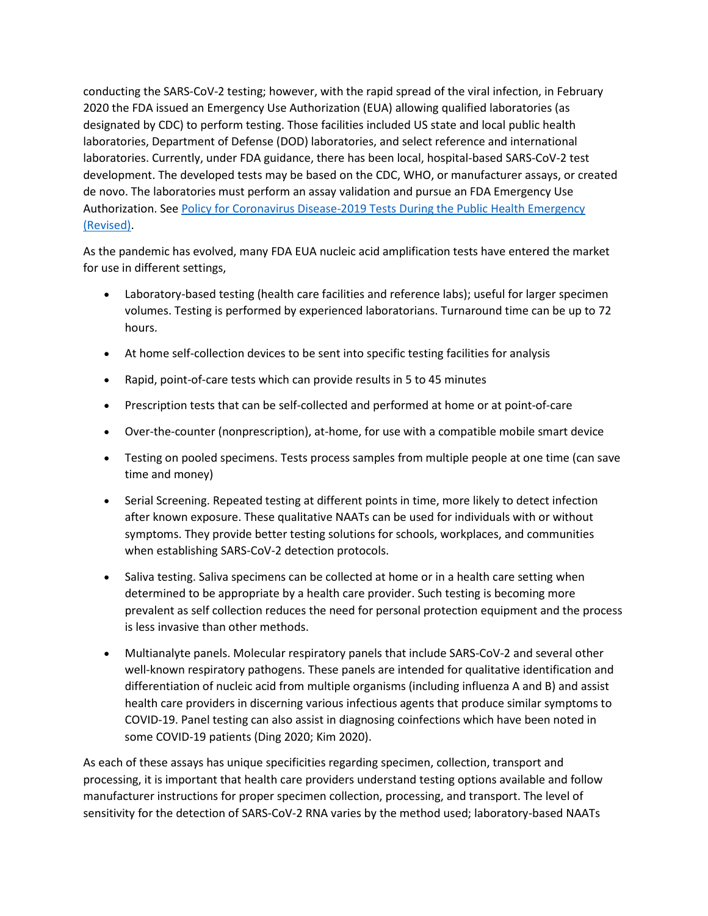conducting the SARS-CoV-2 testing; however, with the rapid spread of the viral infection, in February 2020 the FDA issued an Emergency Use Authorization (EUA) allowing qualified laboratories (as designated by CDC) to perform testing. Those facilities included US state and local public health laboratories, Department of Defense (DOD) laboratories, and select reference and international laboratories. Currently, under FDA guidance, there has been local, hospital-based SARS-CoV-2 test development. The developed tests may be based on the CDC, WHO, or manufacturer assays, or created de novo. The laboratories must perform an assay validation and pursue an FDA Emergency Use Authorization. See [Policy for Coronavirus Disease-2019 Tests During the Public Health Emergency (Revised)](#).

As the pandemic has evolved, many FDA EUA nucleic acid amplification tests have entered the market for use in different settings,

- Laboratory-based testing (health care facilities and reference labs); useful for larger specimen volumes. Testing is performed by experienced laboratorians. Turnaround time can be up to 72 hours.
- At home self-collection devices to be sent into specific testing facilities for analysis
- Rapid, point-of-care tests which can provide results in 5 to 45 minutes
- Prescription tests that can be self-collected and performed at home or at point-of-care
- Over-the-counter (nonprescription), at-home, for use with a compatible mobile smart device
- Testing on pooled specimens. Tests process samples from multiple people at one time (can save time and money)
- Serial Screening. Repeated testing at different points in time, more likely to detect infection after known exposure. These qualitative NAATs can be used for individuals with or without symptoms. They provide better testing solutions for schools, workplaces, and communities when establishing SARS-CoV-2 detection protocols.
- Saliva testing. Saliva specimens can be collected at home or in a health care setting when determined to be appropriate by a health care provider. Such testing is becoming more prevalent as self collection reduces the need for personal protection equipment and the process is less invasive than other methods.
- Multianalyte panels. Molecular respiratory panels that include SARS-CoV-2 and several other well-known respiratory pathogens. These panels are intended for qualitative identification and differentiation of nucleic acid from multiple organisms (including influenza A and B) and assist health care providers in discerning various infectious agents that produce similar symptoms to COVID-19. Panel testing can also assist in diagnosing coinfections which have been noted in some COVID-19 patients (Ding 2020; Kim 2020).

As each of these assays has unique specificities regarding specimen, collection, transport and processing, it is important that health care providers understand testing options available and follow manufacturer instructions for proper specimen collection, processing, and transport. The level of sensitivity for the detection of SARS-CoV-2 RNA varies by the method used; laboratory-based NAATs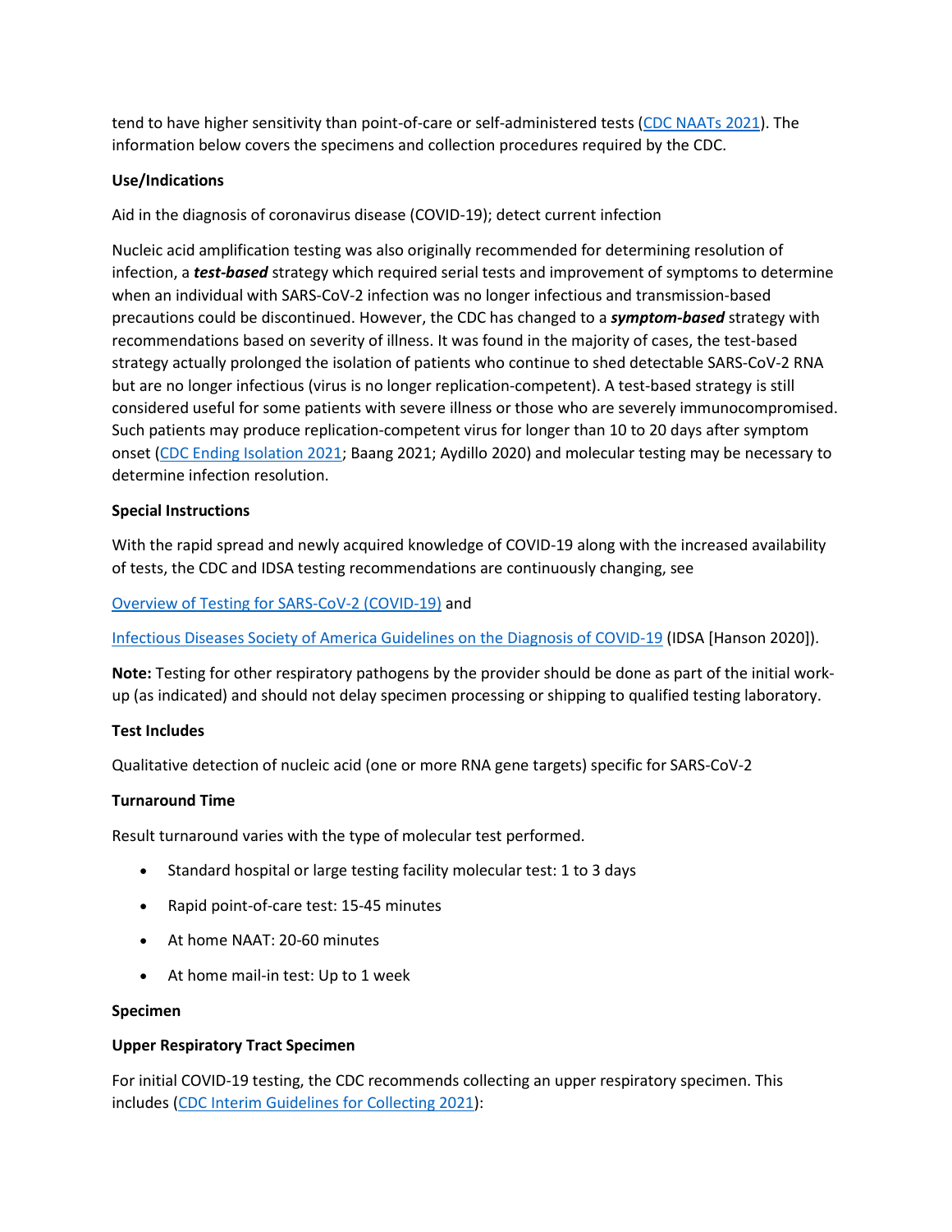tend to have higher sensitivity than point-of-care or self-administered tests (CDC NAATs 2021). The information below covers the specimens and collection procedures required by the CDC.

**Use/Indications**

Aid in the diagnosis of coronavirus disease (COVID-19); detect current infection

Nucleic acid amplification testing was also originally recommended for determining resolution of infection, a ***test-based*** strategy which required serial tests and improvement of symptoms to determine when an individual with SARS-CoV-2 infection was no longer infectious and transmission-based precautions could be discontinued. However, the CDC has changed to a ***symptom-based*** strategy with recommendations based on severity of illness. It was found in the majority of cases, the test-based strategy actually prolonged the isolation of patients who continue to shed detectable SARS-CoV-2 RNA but are no longer infectious (virus is no longer replication-competent). A test-based strategy is still considered useful for some patients with severe illness or those who are severely immunocompromised. Such patients may produce replication-competent virus for longer than 10 to 20 days after symptom onset (CDC Ending Isolation 2021; Baang 2021; Aydillo 2020) and molecular testing may be necessary to determine infection resolution.

**Special Instructions**

With the rapid spread and newly acquired knowledge of COVID-19 along with the increased availability of tests, the CDC and IDSA testing recommendations are continuously changing, see

Overview of Testing for SARS-CoV-2 (COVID-19) and

Infectious Diseases Society of America Guidelines on the Diagnosis of COVID-19 (IDSA [Hanson 2020]).

**Note:** Testing for other respiratory pathogens by the provider should be done as part of the initial work-up (as indicated) and should not delay specimen processing or shipping to qualified testing laboratory.

**Test Includes**

Qualitative detection of nucleic acid (one or more RNA gene targets) specific for SARS-CoV-2

**Turnaround Time**

Result turnaround varies with the type of molecular test performed.

- Standard hospital or large testing facility molecular test: 1 to 3 days
- Rapid point-of-care test: 15-45 minutes
- At home NAAT: 20-60 minutes
- At home mail-in test: Up to 1 week

**Specimen**

**Upper Respiratory Tract Specimen**

For initial COVID-19 testing, the CDC recommends collecting an upper respiratory specimen. This includes (CDC Interim Guidelines for Collecting 2021):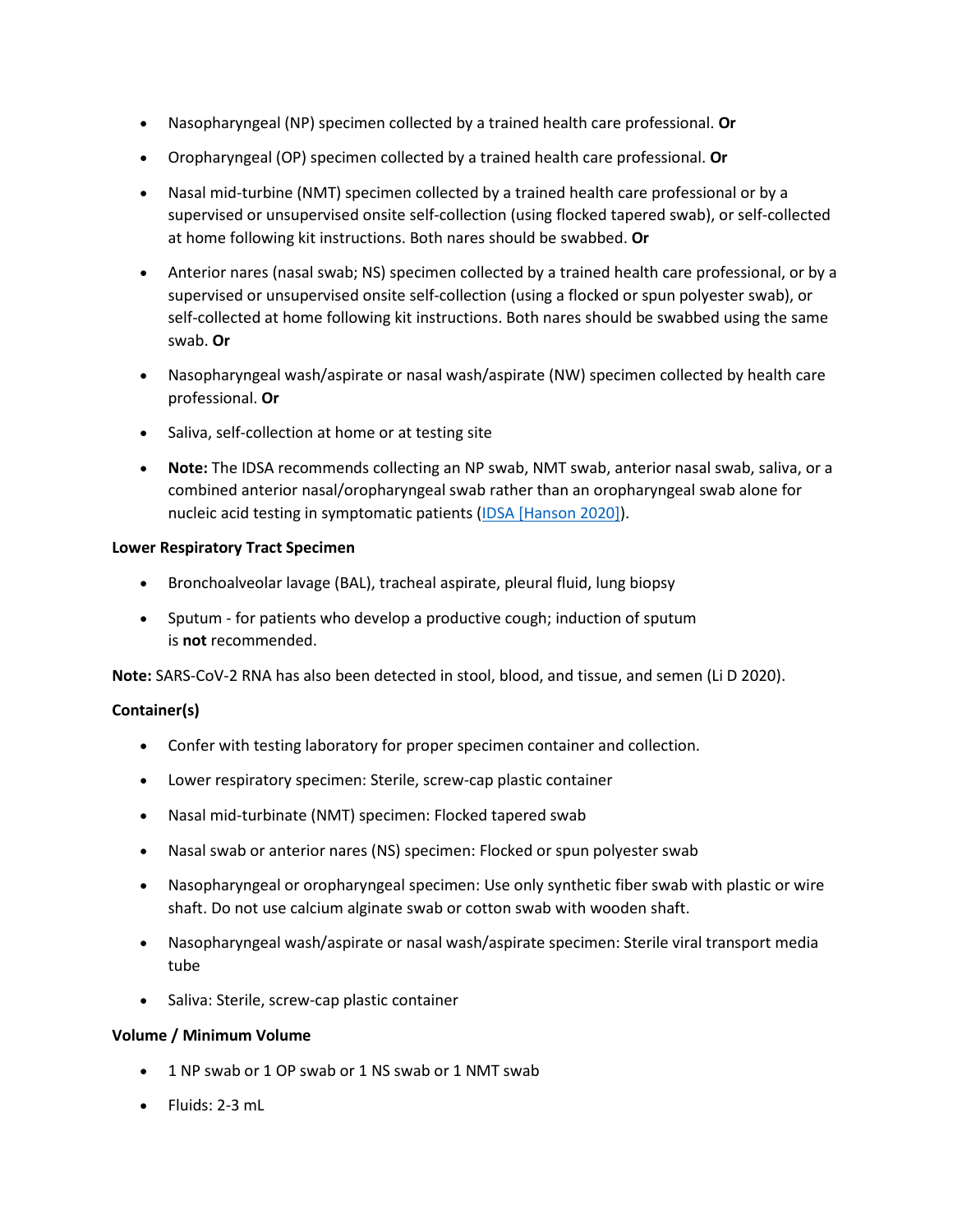- Nasopharyngeal (NP) specimen collected by a trained health care professional. **Or**
- Oropharyngeal (OP) specimen collected by a trained health care professional. **Or**
- Nasal mid-turbine (NMT) specimen collected by a trained health care professional or by a supervised or unsupervised onsite self-collection (using flocked tapered swab), or self-collected at home following kit instructions. Both nares should be swabbed. **Or**
- Anterior nares (nasal swab; NS) specimen collected by a trained health care professional, or by a supervised or unsupervised onsite self-collection (using a flocked or spun polyester swab), or self-collected at home following kit instructions. Both nares should be swabbed using the same swab. **Or**
- Nasopharyngeal wash/aspirate or nasal wash/aspirate (NW) specimen collected by health care professional. **Or**
- Saliva, self-collection at home or at testing site
- **Note:** The IDSA recommends collecting an NP swab, NMT swab, anterior nasal swab, saliva, or a combined anterior nasal/oropharyngeal swab rather than an oropharyngeal swab alone for nucleic acid testing in symptomatic patients (IDSA [Hanson 2020]).

**Lower Respiratory Tract Specimen**

- Bronchoalveolar lavage (BAL), tracheal aspirate, pleural fluid, lung biopsy
- Sputum - for patients who develop a productive cough; induction of sputum is **not** recommended.

**Note:** SARS-CoV-2 RNA has also been detected in stool, blood, and tissue, and semen (Li D 2020).

**Container(s)**

- Confer with testing laboratory for proper specimen container and collection.
- Lower respiratory specimen: Sterile, screw-cap plastic container
- Nasal mid-turbinate (NMT) specimen: Flocked tapered swab
- Nasal swab or anterior nares (NS) specimen: Flocked or spun polyester swab
- Nasopharyngeal or oropharyngeal specimen: Use only synthetic fiber swab with plastic or wire shaft. Do not use calcium alginate swab or cotton swab with wooden shaft.
- Nasopharyngeal wash/aspirate or nasal wash/aspirate specimen: Sterile viral transport media tube
- Saliva: Sterile, screw-cap plastic container

**Volume / Minimum Volume**

- 1 NP swab or 1 OP swab or 1 NS swab or 1 NMT swab
- Fluids: 2-3 mL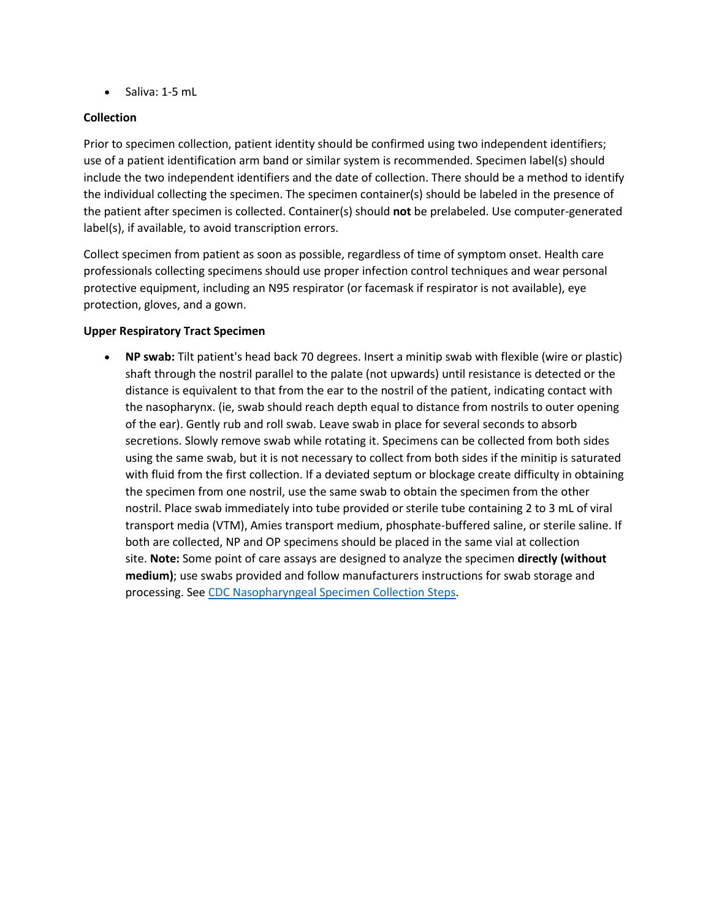- Saliva: 1-5 mL

**Collection**

Prior to specimen collection, patient identity should be confirmed using two independent identifiers; use of a patient identification arm band or similar system is recommended. Specimen label(s) should include the two independent identifiers and the date of collection. There should be a method to identify the individual collecting the specimen. The specimen container(s) should be labeled in the presence of the patient after specimen is collected. Container(s) should **not** be prelabeled. Use computer-generated label(s), if available, to avoid transcription errors.

Collect specimen from patient as soon as possible, regardless of time of symptom onset. Health care professionals collecting specimens should use proper infection control techniques and wear personal protective equipment, including an N95 respirator (or facemask if respirator is not available), eye protection, gloves, and a gown.

**Upper Respiratory Tract Specimen**

- **NP swab:** Tilt patient's head back 70 degrees. Insert a minitip swab with flexible (wire or plastic) shaft through the nostril parallel to the palate (not upwards) until resistance is detected or the distance is equivalent to that from the ear to the nostril of the patient, indicating contact with the nasopharynx. (ie, swab should reach depth equal to distance from nostrils to outer opening of the ear). Gently rub and roll swab. Leave swab in place for several seconds to absorb secretions. Slowly remove swab while rotating it. Specimens can be collected from both sides using the same swab, but it is not necessary to collect from both sides if the minitip is saturated with fluid from the first collection. If a deviated septum or blockage create difficulty in obtaining the specimen from one nostril, use the same swab to obtain the specimen from the other nostril. Place swab immediately into tube provided or sterile tube containing 2 to 3 mL of viral transport media (VTM), Amies transport medium, phosphate-buffered saline, or sterile saline. If both are collected, NP and OP specimens should be placed in the same vial at collection site. **Note:** Some point of care assays are designed to analyze the specimen **directly (without medium)**; use swabs provided and follow manufacturers instructions for swab storage and processing. See [CDC Nasopharyngeal Specimen Collection Steps](CDC Nasopharyngeal Specimen Collection Steps).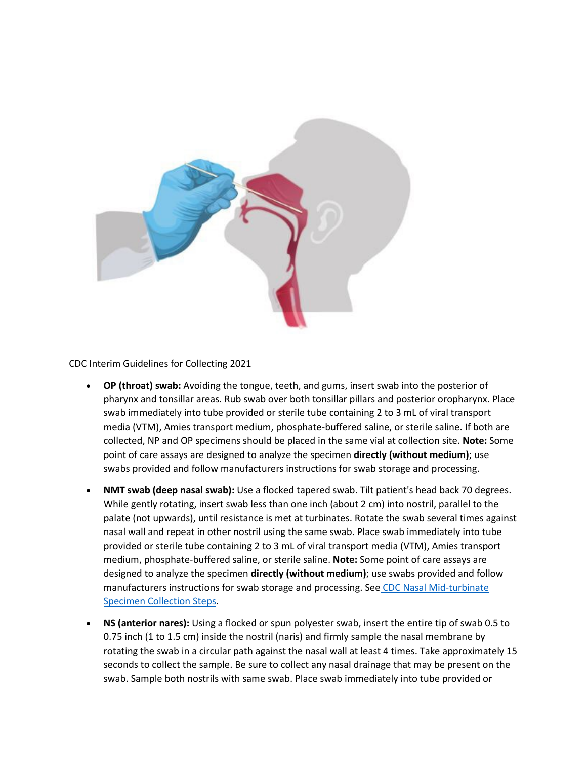CDC Interim Guidelines for Collecting 2021

- **OP (throat) swab:** Avoiding the tongue, teeth, and gums, insert swab into the posterior of pharynx and tonsillar areas. Rub swab over both tonsillar pillars and posterior oropharynx. Place swab immediately into tube provided or sterile tube containing 2 to 3 mL of viral transport media (VTM), Amies transport medium, phosphate-buffered saline, or sterile saline. If both are collected, NP and OP specimens should be placed in the same vial at collection site. **Note:** Some point of care assays are designed to analyze the specimen **directly (without medium)**; use swabs provided and follow manufacturers instructions for swab storage and processing.

- **NMT swab (deep nasal swab):** Use a flocked tapered swab. Tilt patient's head back 70 degrees. While gently rotating, insert swab less than one inch (about 2 cm) into nostril, parallel to the palate (not upwards), until resistance is met at turbinates. Rotate the swab several times against nasal wall and repeat in other nostril using the same swab. Place swab immediately into tube provided or sterile tube containing 2 to 3 mL of viral transport media (VTM), Amies transport medium, phosphate-buffered saline, or sterile saline. **Note:** Some point of care assays are designed to analyze the specimen **directly (without medium)**; use swabs provided and follow manufacturers instructions for swab storage and processing. See [CDC Nasal Mid-turbinate Specimen Collection Steps](#).

- **NS (anterior nares):** Using a flocked or spun polyester swab, insert the entire tip of swab 0.5 to 0.75 inch (1 to 1.5 cm) inside the nostril (naris) and firmly sample the nasal membrane by rotating the swab in a circular path against the nasal wall at least 4 times. Take approximately 15 seconds to collect the sample. Be sure to collect any nasal drainage that may be present on the swab. Sample both nostrils with same swab. Place swab immediately into tube provided or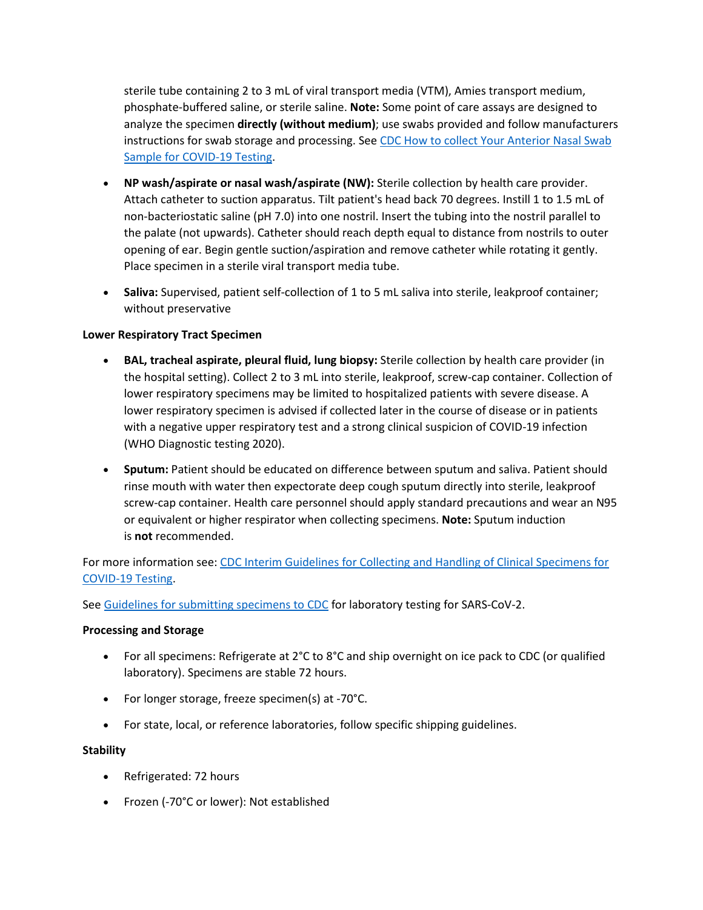sterile tube containing 2 to 3 mL of viral transport media (VTM), Amies transport medium, phosphate-buffered saline, or sterile saline. **Note:** Some point of care assays are designed to analyze the specimen **directly (without medium)**; use swabs provided and follow manufacturers instructions for swab storage and processing. See [CDC How to collect Your Anterior Nasal Swab Sample for COVID-19 Testing]().

- **NP wash/aspirate or nasal wash/aspirate (NW):** Sterile collection by health care provider. Attach catheter to suction apparatus. Tilt patient's head back 70 degrees. Instill 1 to 1.5 mL of non-bacteriostatic saline (pH 7.0) into one nostril. Insert the tubing into the nostril parallel to the palate (not upwards). Catheter should reach depth equal to distance from nostrils to outer opening of ear. Begin gentle suction/aspiration and remove catheter while rotating it gently. Place specimen in a sterile viral transport media tube.
- **Saliva:** Supervised, patient self-collection of 1 to 5 mL saliva into sterile, leakproof container; without preservative

**Lower Respiratory Tract Specimen**

- **BAL, tracheal aspirate, pleural fluid, lung biopsy:** Sterile collection by health care provider (in the hospital setting). Collect 2 to 3 mL into sterile, leakproof, screw-cap container. Collection of lower respiratory specimens may be limited to hospitalized patients with severe disease. A lower respiratory specimen is advised if collected later in the course of disease or in patients with a negative upper respiratory test and a strong clinical suspicion of COVID-19 infection (WHO Diagnostic testing 2020).
- **Sputum:** Patient should be educated on difference between sputum and saliva. Patient should rinse mouth with water then expectorate deep cough sputum directly into sterile, leakproof screw-cap container. Health care personnel should apply standard precautions and wear an N95 or equivalent or higher respirator when collecting specimens. **Note:** Sputum induction is **not** recommended.

For more information see: [CDC Interim Guidelines for Collecting and Handling of Clinical Specimens for COVID-19 Testing]().

See [Guidelines for submitting specimens to CDC]() for laboratory testing for SARS-CoV-2.

**Processing and Storage**

- For all specimens: Refrigerate at 2°C to 8°C and ship overnight on ice pack to CDC (or qualified laboratory). Specimens are stable 72 hours.
- For longer storage, freeze specimen(s) at -70°C.
- For state, local, or reference laboratories, follow specific shipping guidelines.

**Stability**

- Refrigerated: 72 hours
- Frozen (-70°C or lower): Not established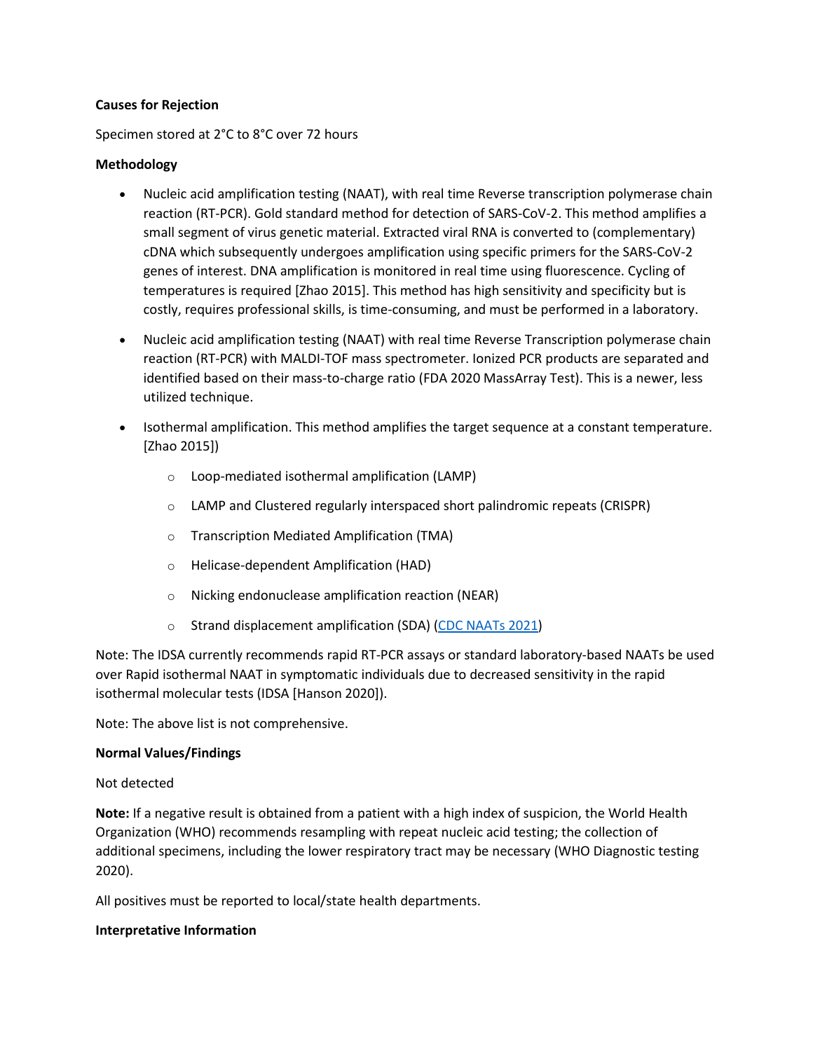**Causes for Rejection**

Specimen stored at 2°C to 8°C over 72 hours

**Methodology**

- Nucleic acid amplification testing (NAAT), with real time Reverse transcription polymerase chain reaction (RT-PCR). Gold standard method for detection of SARS-CoV-2. This method amplifies a small segment of virus genetic material. Extracted viral RNA is converted to (complementary) cDNA which subsequently undergoes amplification using specific primers for the SARS-CoV-2 genes of interest. DNA amplification is monitored in real time using fluorescence. Cycling of temperatures is required [Zhao 2015]. This method has high sensitivity and specificity but is costly, requires professional skills, is time-consuming, and must be performed in a laboratory.
- Nucleic acid amplification testing (NAAT) with real time Reverse Transcription polymerase chain reaction (RT-PCR) with MALDI-TOF mass spectrometer. Ionized PCR products are separated and identified based on their mass-to-charge ratio (FDA 2020 MassArray Test). This is a newer, less utilized technique.
- Isothermal amplification. This method amplifies the target sequence at a constant temperature. [Zhao 2015])
    - Loop-mediated isothermal amplification (LAMP)
    - LAMP and Clustered regularly interspaced short palindromic repeats (CRISPR)
    - Transcription Mediated Amplification (TMA)
    - Helicase-dependent Amplification (HAD)
    - Nicking endonuclease amplification reaction (NEAR)
    - Strand displacement amplification (SDA) (CDC NAATs 2021)

Note: The IDSA currently recommends rapid RT-PCR assays or standard laboratory-based NAATs be used over Rapid isothermal NAAT in symptomatic individuals due to decreased sensitivity in the rapid isothermal molecular tests (IDSA [Hanson 2020]).

Note: The above list is not comprehensive.

**Normal Values/Findings**

Not detected

**Note:** If a negative result is obtained from a patient with a high index of suspicion, the World Health Organization (WHO) recommends resampling with repeat nucleic acid testing; the collection of additional specimens, including the lower respiratory tract may be necessary (WHO Diagnostic testing 2020).

All positives must be reported to local/state health departments.

**Interpretative Information**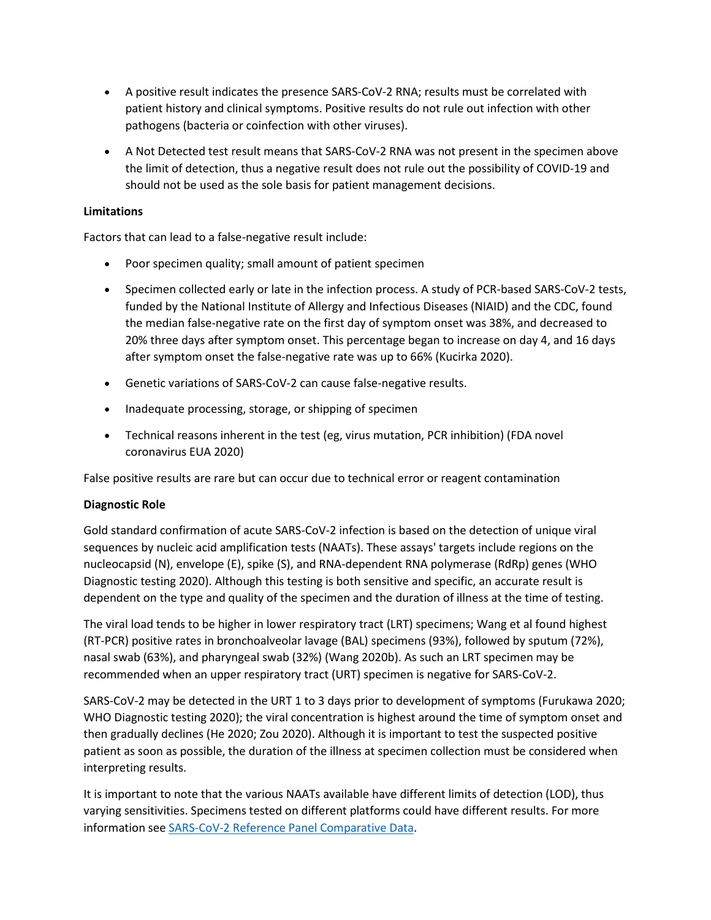- A positive result indicates the presence SARS-CoV-2 RNA; results must be correlated with patient history and clinical symptoms. Positive results do not rule out infection with other pathogens (bacteria or coinfection with other viruses).
- A Not Detected test result means that SARS-CoV-2 RNA was not present in the specimen above the limit of detection, thus a negative result does not rule out the possibility of COVID-19 and should not be used as the sole basis for patient management decisions.

**Limitations**

Factors that can lead to a false-negative result include:

- Poor specimen quality; small amount of patient specimen
- Specimen collected early or late in the infection process. A study of PCR-based SARS-CoV-2 tests, funded by the National Institute of Allergy and Infectious Diseases (NIAID) and the CDC, found the median false-negative rate on the first day of symptom onset was 38%, and decreased to 20% three days after symptom onset. This percentage began to increase on day 4, and 16 days after symptom onset the false-negative rate was up to 66% (Kucirka 2020).
- Genetic variations of SARS-CoV-2 can cause false-negative results.
- Inadequate processing, storage, or shipping of specimen
- Technical reasons inherent in the test (eg, virus mutation, PCR inhibition) (FDA novel coronavirus EUA 2020)

False positive results are rare but can occur due to technical error or reagent contamination

**Diagnostic Role**

Gold standard confirmation of acute SARS-CoV-2 infection is based on the detection of unique viral sequences by nucleic acid amplification tests (NAATs). These assays' targets include regions on the nucleocapsid (N), envelope (E), spike (S), and RNA-dependent RNA polymerase (RdRp) genes (WHO Diagnostic testing 2020). Although this testing is both sensitive and specific, an accurate result is dependent on the type and quality of the specimen and the duration of illness at the time of testing.

The viral load tends to be higher in lower respiratory tract (LRT) specimens; Wang et al found highest (RT-PCR) positive rates in bronchoalveolar lavage (BAL) specimens (93%), followed by sputum (72%), nasal swab (63%), and pharyngeal swab (32%) (Wang 2020b). As such an LRT specimen may be recommended when an upper respiratory tract (URT) specimen is negative for SARS-CoV-2.

SARS-CoV-2 may be detected in the URT 1 to 3 days prior to development of symptoms (Furukawa 2020; WHO Diagnostic testing 2020); the viral concentration is highest around the time of symptom onset and then gradually declines (He 2020; Zou 2020). Although it is important to test the suspected positive patient as soon as possible, the duration of the illness at specimen collection must be considered when interpreting results.

It is important to note that the various NAATs available have different limits of detection (LOD), thus varying sensitivities. Specimens tested on different platforms could have different results. For more information see [SARS-CoV-2 Reference Panel Comparative Data](#).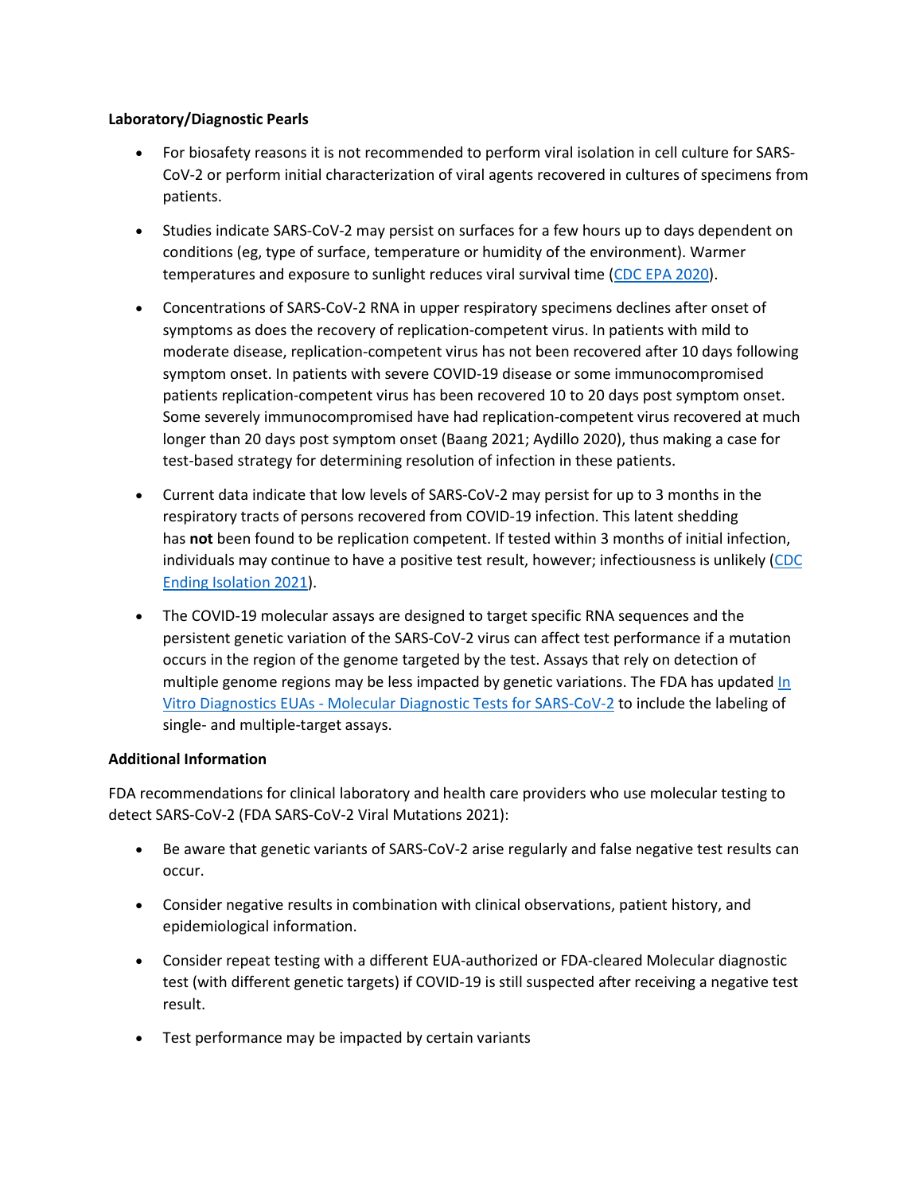**Laboratory/Diagnostic Pearls**

- For biosafety reasons it is not recommended to perform viral isolation in cell culture for SARS-CoV-2 or perform initial characterization of viral agents recovered in cultures of specimens from patients.
- Studies indicate SARS-CoV-2 may persist on surfaces for a few hours up to days dependent on conditions (eg, type of surface, temperature or humidity of the environment). Warmer temperatures and exposure to sunlight reduces viral survival time (CDC EPA 2020).
- Concentrations of SARS-CoV-2 RNA in upper respiratory specimens declines after onset of symptoms as does the recovery of replication-competent virus. In patients with mild to moderate disease, replication-competent virus has not been recovered after 10 days following symptom onset. In patients with severe COVID-19 disease or some immunocompromised patients replication-competent virus has been recovered 10 to 20 days post symptom onset. Some severely immunocompromised have had replication-competent virus recovered at much longer than 20 days post symptom onset (Baang 2021; Aydillo 2020), thus making a case for test-based strategy for determining resolution of infection in these patients.
- Current data indicate that low levels of SARS-CoV-2 may persist for up to 3 months in the respiratory tracts of persons recovered from COVID-19 infection. This latent shedding has **not** been found to be replication competent. If tested within 3 months of initial infection, individuals may continue to have a positive test result, however; infectiousness is unlikely (CDC Ending Isolation 2021).
- The COVID-19 molecular assays are designed to target specific RNA sequences and the persistent genetic variation of the SARS-CoV-2 virus can affect test performance if a mutation occurs in the region of the genome targeted by the test. Assays that rely on detection of multiple genome regions may be less impacted by genetic variations. The FDA has updated In Vitro Diagnostics EUAs - Molecular Diagnostic Tests for SARS-CoV-2 to include the labeling of single- and multiple-target assays.

**Additional Information**

FDA recommendations for clinical laboratory and health care providers who use molecular testing to detect SARS-CoV-2 (FDA SARS-CoV-2 Viral Mutations 2021):

- Be aware that genetic variants of SARS-CoV-2 arise regularly and false negative test results can occur.
- Consider negative results in combination with clinical observations, patient history, and epidemiological information.
- Consider repeat testing with a different EUA-authorized or FDA-cleared Molecular diagnostic test (with different genetic targets) if COVID-19 is still suspected after receiving a negative test result.
- Test performance may be impacted by certain variants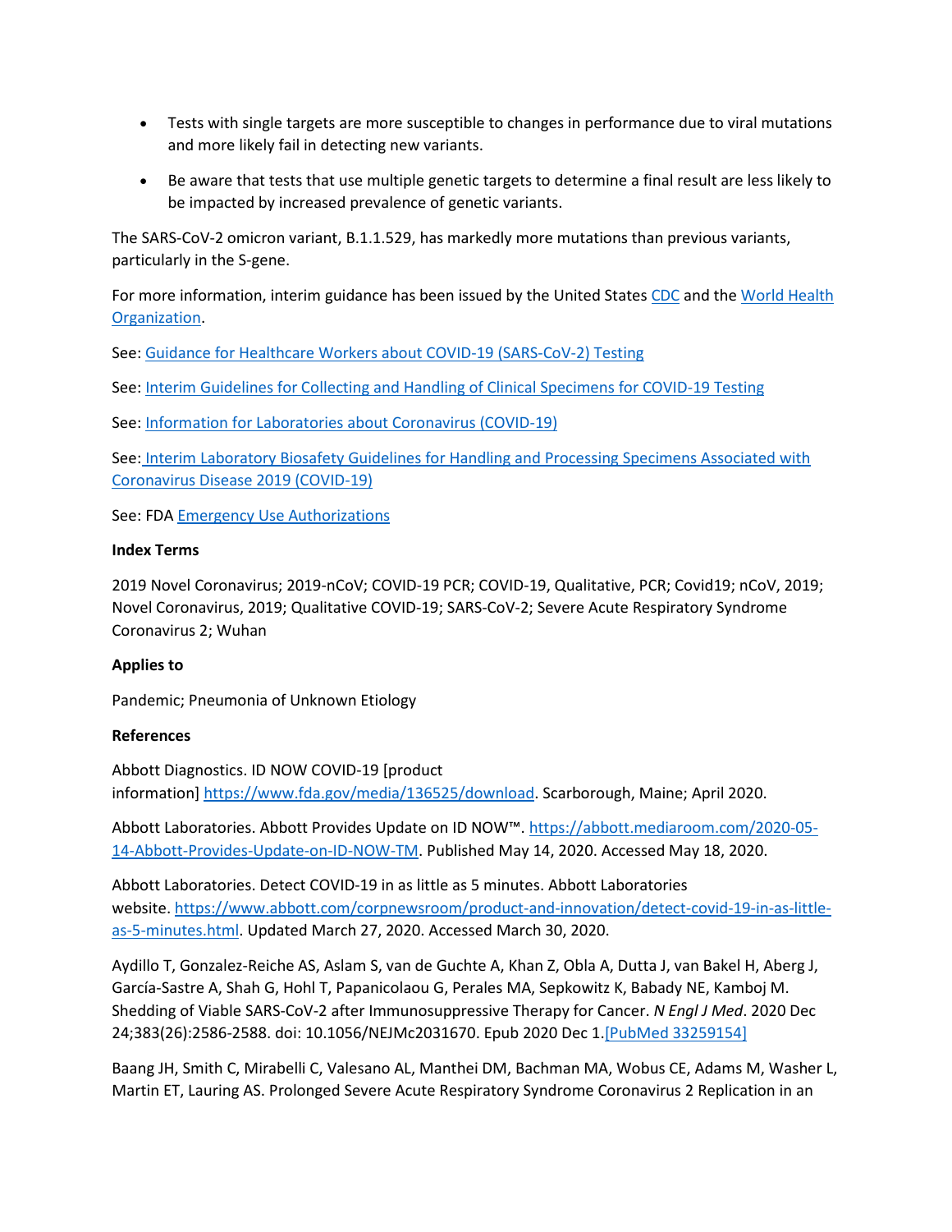- Tests with single targets are more susceptible to changes in performance due to viral mutations and more likely fail in detecting new variants.
- Be aware that tests that use multiple genetic targets to determine a final result are less likely to be impacted by increased prevalence of genetic variants.

The SARS-CoV-2 omicron variant, B.1.1.529, has markedly more mutations than previous variants, particularly in the S-gene.

For more information, interim guidance has been issued by the United States CDC and the World Health Organization.

See: Guidance for Healthcare Workers about COVID-19 (SARS-CoV-2) Testing

See: Interim Guidelines for Collecting and Handling of Clinical Specimens for COVID-19 Testing

See: Information for Laboratories about Coronavirus (COVID-19)

See: Interim Laboratory Biosafety Guidelines for Handling and Processing Specimens Associated with Coronavirus Disease 2019 (COVID-19)

See: FDA Emergency Use Authorizations

**Index Terms**

2019 Novel Coronavirus; 2019-nCoV; COVID-19 PCR; COVID-19, Qualitative, PCR; Covid19; nCoV, 2019; Novel Coronavirus, 2019; Qualitative COVID-19; SARS-CoV-2; Severe Acute Respiratory Syndrome Coronavirus 2; Wuhan

**Applies to**

Pandemic; Pneumonia of Unknown Etiology

**References**

Abbott Diagnostics. ID NOW COVID-19 [product information] https://www.fda.gov/media/136525/download. Scarborough, Maine; April 2020.

Abbott Laboratories. Abbott Provides Update on ID NOW™. https://abbott.mediaroom.com/2020-05-14-Abbott-Provides-Update-on-ID-NOW-TM. Published May 14, 2020. Accessed May 18, 2020.

Abbott Laboratories. Detect COVID-19 in as little as 5 minutes. Abbott Laboratories website. https://www.abbott.com/corpnewsroom/product-and-innovation/detect-covid-19-in-as-little-as-5-minutes.html. Updated March 27, 2020. Accessed March 30, 2020.

Aydillo T, Gonzalez-Reiche AS, Aslam S, van de Guchte A, Khan Z, Obla A, Dutta J, van Bakel H, Aberg J, García-Sastre A, Shah G, Hohl T, Papanicolaou G, Perales MA, Sepkowitz K, Babady NE, Kamboj M. Shedding of Viable SARS-CoV-2 after Immunosuppressive Therapy for Cancer. *N Engl J Med*. 2020 Dec 24;383(26):2586-2588. doi: 10.1056/NEJMc2031670. Epub 2020 Dec 1.[PubMed 33259154]

Baang JH, Smith C, Mirabelli C, Valesano AL, Manthei DM, Bachman MA, Wobus CE, Adams M, Washer L, Martin ET, Lauring AS. Prolonged Severe Acute Respiratory Syndrome Coronavirus 2 Replication in an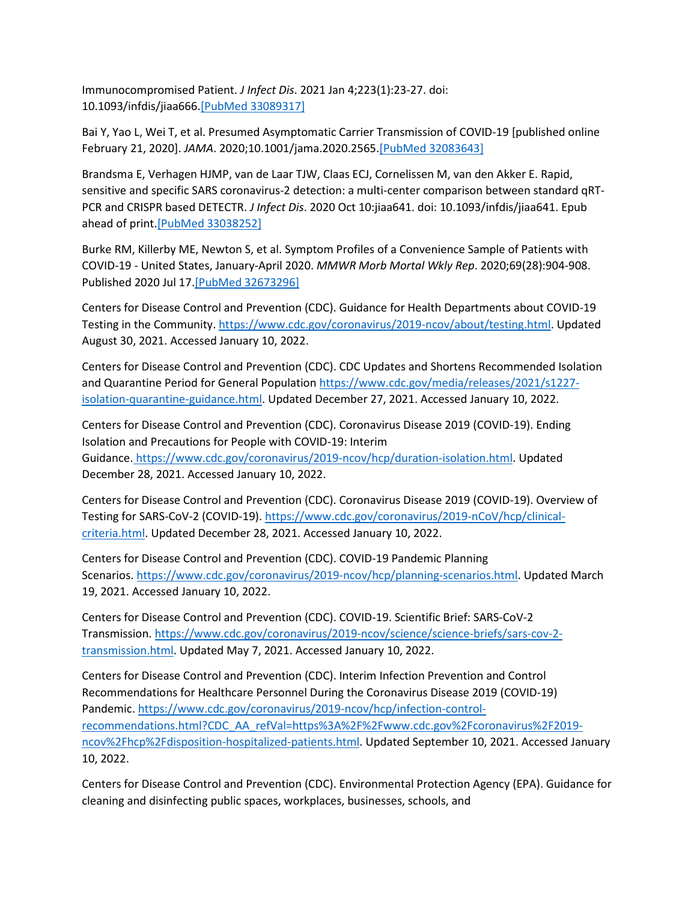Immunocompromised Patient. *J Infect Dis*. 2021 Jan 4;223(1):23-27. doi: 10.1093/infdis/jiaa666.[PubMed 33089317]

Bai Y, Yao L, Wei T, et al. Presumed Asymptomatic Carrier Transmission of COVID-19 [published online February 21, 2020]. *JAMA*. 2020;10.1001/jama.2020.2565.[PubMed 32083643]

Brandsma E, Verhagen HJMP, van de Laar TJW, Claas ECJ, Cornelissen M, van den Akker E. Rapid, sensitive and specific SARS coronavirus-2 detection: a multi-center comparison between standard qRT-PCR and CRISPR based DETECTR. *J Infect Dis*. 2020 Oct 10:jiaa641. doi: 10.1093/infdis/jiaa641. Epub ahead of print.[PubMed 33038252]

Burke RM, Killerby ME, Newton S, et al. Symptom Profiles of a Convenience Sample of Patients with COVID-19 - United States, January-April 2020. *MMWR Morb Mortal Wkly Rep*. 2020;69(28):904-908. Published 2020 Jul 17.[PubMed 32673296]

Centers for Disease Control and Prevention (CDC). Guidance for Health Departments about COVID-19 Testing in the Community. https://www.cdc.gov/coronavirus/2019-ncov/about/testing.html. Updated August 30, 2021. Accessed January 10, 2022.

Centers for Disease Control and Prevention (CDC). CDC Updates and Shortens Recommended Isolation and Quarantine Period for General Population https://www.cdc.gov/media/releases/2021/s1227-isolation-quarantine-guidance.html. Updated December 27, 2021. Accessed January 10, 2022.

Centers for Disease Control and Prevention (CDC). Coronavirus Disease 2019 (COVID-19). Ending Isolation and Precautions for People with COVID-19: Interim Guidance. https://www.cdc.gov/coronavirus/2019-ncov/hcp/duration-isolation.html. Updated December 28, 2021. Accessed January 10, 2022.

Centers for Disease Control and Prevention (CDC). Coronavirus Disease 2019 (COVID-19). Overview of Testing for SARS-CoV-2 (COVID-19). https://www.cdc.gov/coronavirus/2019-nCoV/hcp/clinical-criteria.html. Updated December 28, 2021. Accessed January 10, 2022.

Centers for Disease Control and Prevention (CDC). COVID-19 Pandemic Planning Scenarios. https://www.cdc.gov/coronavirus/2019-ncov/hcp/planning-scenarios.html. Updated March 19, 2021. Accessed January 10, 2022.

Centers for Disease Control and Prevention (CDC). COVID-19. Scientific Brief: SARS-CoV-2 Transmission. https://www.cdc.gov/coronavirus/2019-ncov/science/science-briefs/sars-cov-2-transmission.html. Updated May 7, 2021. Accessed January 10, 2022.

Centers for Disease Control and Prevention (CDC). Interim Infection Prevention and Control Recommendations for Healthcare Personnel During the Coronavirus Disease 2019 (COVID-19) Pandemic. https://www.cdc.gov/coronavirus/2019-ncov/hcp/infection-control-recommendations.html?CDC_AA_refVal=https%3A%2F%2Fwww.cdc.gov%2Fcoronavirus%2F2019-ncov%2Fhcp%2Fdisposition-hospitalized-patients.html. Updated September 10, 2021. Accessed January 10, 2022.

Centers for Disease Control and Prevention (CDC). Environmental Protection Agency (EPA). Guidance for cleaning and disinfecting public spaces, workplaces, businesses, schools, and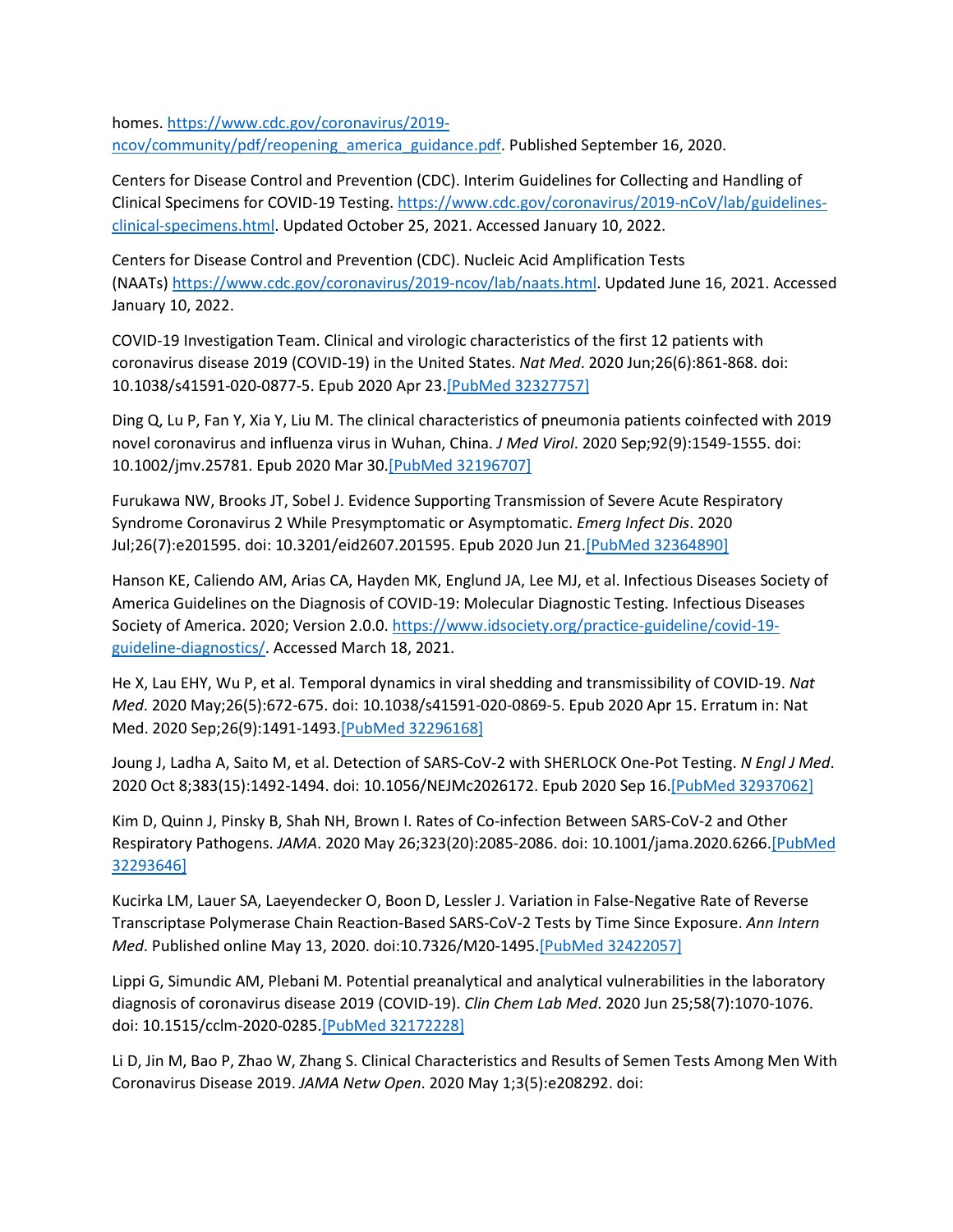homes. [https://www.cdc.gov/coronavirus/2019-ncov/community/pdf/reopening_america_guidance.pdf](https://www.cdc.gov/coronavirus/2019-ncov/community/pdf/reopening_america_guidance.pdf). Published September 16, 2020.

Centers for Disease Control and Prevention (CDC). Interim Guidelines for Collecting and Handling of Clinical Specimens for COVID-19 Testing. [https://www.cdc.gov/coronavirus/2019-nCoV/lab/guidelines-clinical-specimens.html](https://www.cdc.gov/coronavirus/2019-nCoV/lab/guidelines-clinical-specimens.html). Updated October 25, 2021. Accessed January 10, 2022.

Centers for Disease Control and Prevention (CDC). Nucleic Acid Amplification Tests (NAATs) [https://www.cdc.gov/coronavirus/2019-ncov/lab/naats.html](https://www.cdc.gov/coronavirus/2019-ncov/lab/naats.html). Updated June 16, 2021. Accessed January 10, 2022.

COVID-19 Investigation Team. Clinical and virologic characteristics of the first 12 patients with coronavirus disease 2019 (COVID-19) in the United States. *Nat Med*. 2020 Jun;26(6):861-868. doi: 10.1038/s41591-020-0877-5. Epub 2020 Apr 23.[PubMed 32327757]

Ding Q, Lu P, Fan Y, Xia Y, Liu M. The clinical characteristics of pneumonia patients coinfected with 2019 novel coronavirus and influenza virus in Wuhan, China. *J Med Virol*. 2020 Sep;92(9):1549-1555. doi: 10.1002/jmv.25781. Epub 2020 Mar 30.[PubMed 32196707]

Furukawa NW, Brooks JT, Sobel J. Evidence Supporting Transmission of Severe Acute Respiratory Syndrome Coronavirus 2 While Presymptomatic or Asymptomatic. *Emerg Infect Dis*. 2020 Jul;26(7):e201595. doi: 10.3201/eid2607.201595. Epub 2020 Jun 21.[PubMed 32364890]

Hanson KE, Caliendo AM, Arias CA, Hayden MK, Englund JA, Lee MJ, et al. Infectious Diseases Society of America Guidelines on the Diagnosis of COVID-19: Molecular Diagnostic Testing. Infectious Diseases Society of America. 2020; Version 2.0.0. [https://www.idsociety.org/practice-guideline/covid-19-guideline-diagnostics/](https://www.idsociety.org/practice-guideline/covid-19-guideline-diagnostics/). Accessed March 18, 2021.

He X, Lau EHY, Wu P, et al. Temporal dynamics in viral shedding and transmissibility of COVID-19. *Nat Med*. 2020 May;26(5):672-675. doi: 10.1038/s41591-020-0869-5. Epub 2020 Apr 15. Erratum in: Nat Med. 2020 Sep;26(9):1491-1493.[PubMed 32296168]

Joung J, Ladha A, Saito M, et al. Detection of SARS-CoV-2 with SHERLOCK One-Pot Testing. *N Engl J Med*. 2020 Oct 8;383(15):1492-1494. doi: 10.1056/NEJMc2026172. Epub 2020 Sep 16.[PubMed 32937062]

Kim D, Quinn J, Pinsky B, Shah NH, Brown I. Rates of Co-infection Between SARS-CoV-2 and Other Respiratory Pathogens. *JAMA*. 2020 May 26;323(20):2085-2086. doi: 10.1001/jama.2020.6266.[PubMed 32293646]

Kucirka LM, Lauer SA, Laeyendecker O, Boon D, Lessler J. Variation in False-Negative Rate of Reverse Transcriptase Polymerase Chain Reaction-Based SARS-CoV-2 Tests by Time Since Exposure. *Ann Intern Med*. Published online May 13, 2020. doi:10.7326/M20-1495.[PubMed 32422057]

Lippi G, Simundic AM, Plebani M. Potential preanalytical and analytical vulnerabilities in the laboratory diagnosis of coronavirus disease 2019 (COVID-19). *Clin Chem Lab Med*. 2020 Jun 25;58(7):1070-1076. doi: 10.1515/cclm-2020-0285.[PubMed 32172228]

Li D, Jin M, Bao P, Zhao W, Zhang S. Clinical Characteristics and Results of Semen Tests Among Men With Coronavirus Disease 2019. *JAMA Netw Open*. 2020 May 1;3(5):e208292. doi: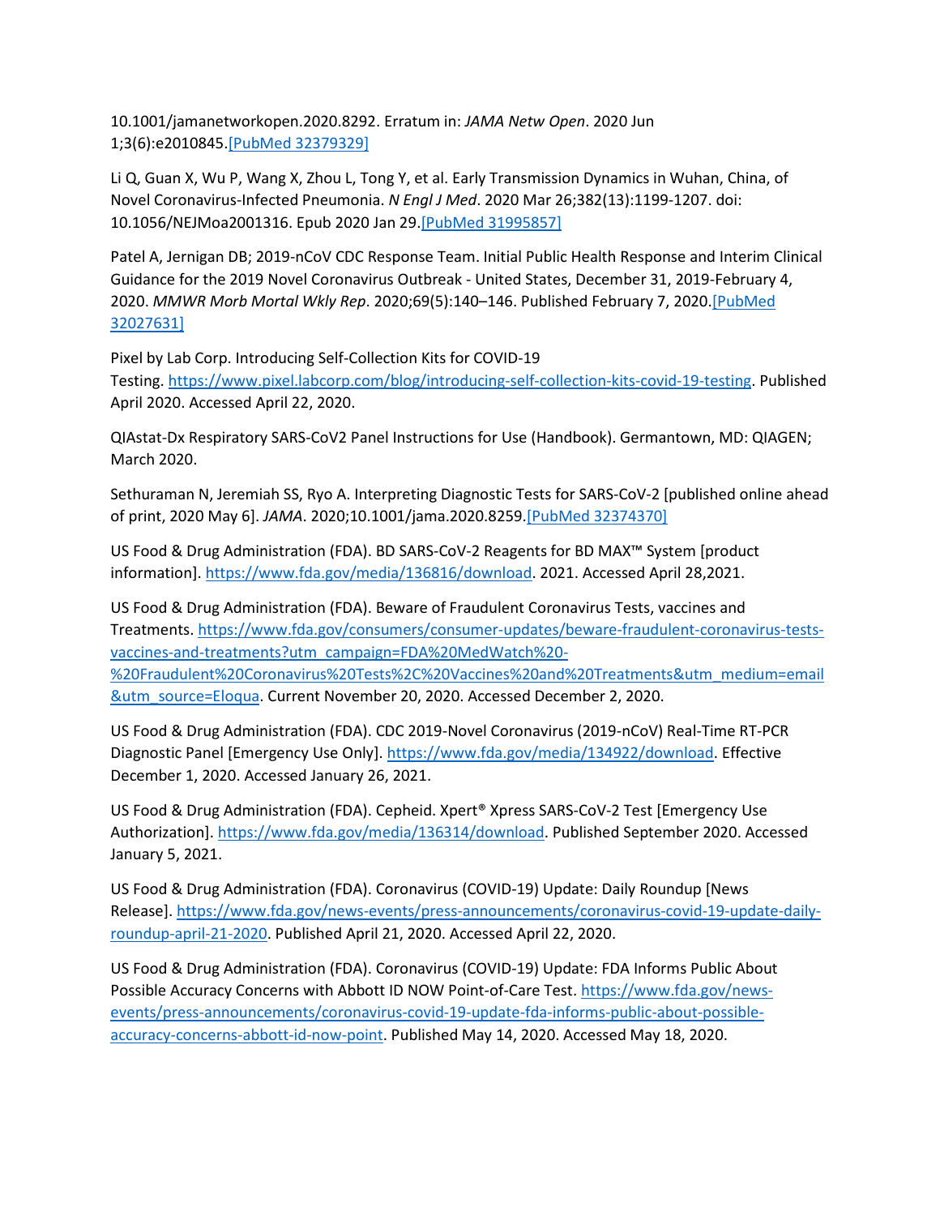10.1001/jamanetworkopen.2020.8292. Erratum in: *JAMA Netw Open*. 2020 Jun 1;3(6):e2010845.[PubMed 32379329]

Li Q, Guan X, Wu P, Wang X, Zhou L, Tong Y, et al. Early Transmission Dynamics in Wuhan, China, of Novel Coronavirus-Infected Pneumonia. *N Engl J Med*. 2020 Mar 26;382(13):1199-1207. doi: 10.1056/NEJMoa2001316. Epub 2020 Jan 29.[PubMed 31995857]

Patel A, Jernigan DB; 2019-nCoV CDC Response Team. Initial Public Health Response and Interim Clinical Guidance for the 2019 Novel Coronavirus Outbreak - United States, December 31, 2019-February 4, 2020. *MMWR Morb Mortal Wkly Rep*. 2020;69(5):140–146. Published February 7, 2020.[PubMed 32027631]

Pixel by Lab Corp. Introducing Self-Collection Kits for COVID-19 Testing. https://www.pixel.labcorp.com/blog/introducing-self-collection-kits-covid-19-testing. Published April 2020. Accessed April 22, 2020.

QIAstat-Dx Respiratory SARS-CoV2 Panel Instructions for Use (Handbook). Germantown, MD: QIAGEN; March 2020.

Sethuraman N, Jeremiah SS, Ryo A. Interpreting Diagnostic Tests for SARS-CoV-2 [published online ahead of print, 2020 May 6]. *JAMA*. 2020;10.1001/jama.2020.8259.[PubMed 32374370]

US Food & Drug Administration (FDA). BD SARS-CoV-2 Reagents for BD MAX™ System [product information]. https://www.fda.gov/media/136816/download. 2021. Accessed April 28,2021.

US Food & Drug Administration (FDA). Beware of Fraudulent Coronavirus Tests, vaccines and Treatments. https://www.fda.gov/consumers/consumer-updates/beware-fraudulent-coronavirus-tests-vaccines-and-treatments?utm_campaign=FDA%20MedWatch%20-%20Fraudulent%20Coronavirus%20Tests%2C%20Vaccines%20and%20Treatments&utm_medium=email&utm_source=Eloqua. Current November 20, 2020. Accessed December 2, 2020.

US Food & Drug Administration (FDA). CDC 2019-Novel Coronavirus (2019-nCoV) Real-Time RT-PCR Diagnostic Panel [Emergency Use Only]. https://www.fda.gov/media/134922/download. Effective December 1, 2020. Accessed January 26, 2021.

US Food & Drug Administration (FDA). Cepheid. Xpert® Xpress SARS-CoV-2 Test [Emergency Use Authorization]. https://www.fda.gov/media/136314/download. Published September 2020. Accessed January 5, 2021.

US Food & Drug Administration (FDA). Coronavirus (COVID-19) Update: Daily Roundup [News Release]. https://www.fda.gov/news-events/press-announcements/coronavirus-covid-19-update-daily-roundup-april-21-2020. Published April 21, 2020. Accessed April 22, 2020.

US Food & Drug Administration (FDA). Coronavirus (COVID-19) Update: FDA Informs Public About Possible Accuracy Concerns with Abbott ID NOW Point-of-Care Test. https://www.fda.gov/news-events/press-announcements/coronavirus-covid-19-update-fda-informs-public-about-possible-accuracy-concerns-abbott-id-now-point. Published May 14, 2020. Accessed May 18, 2020.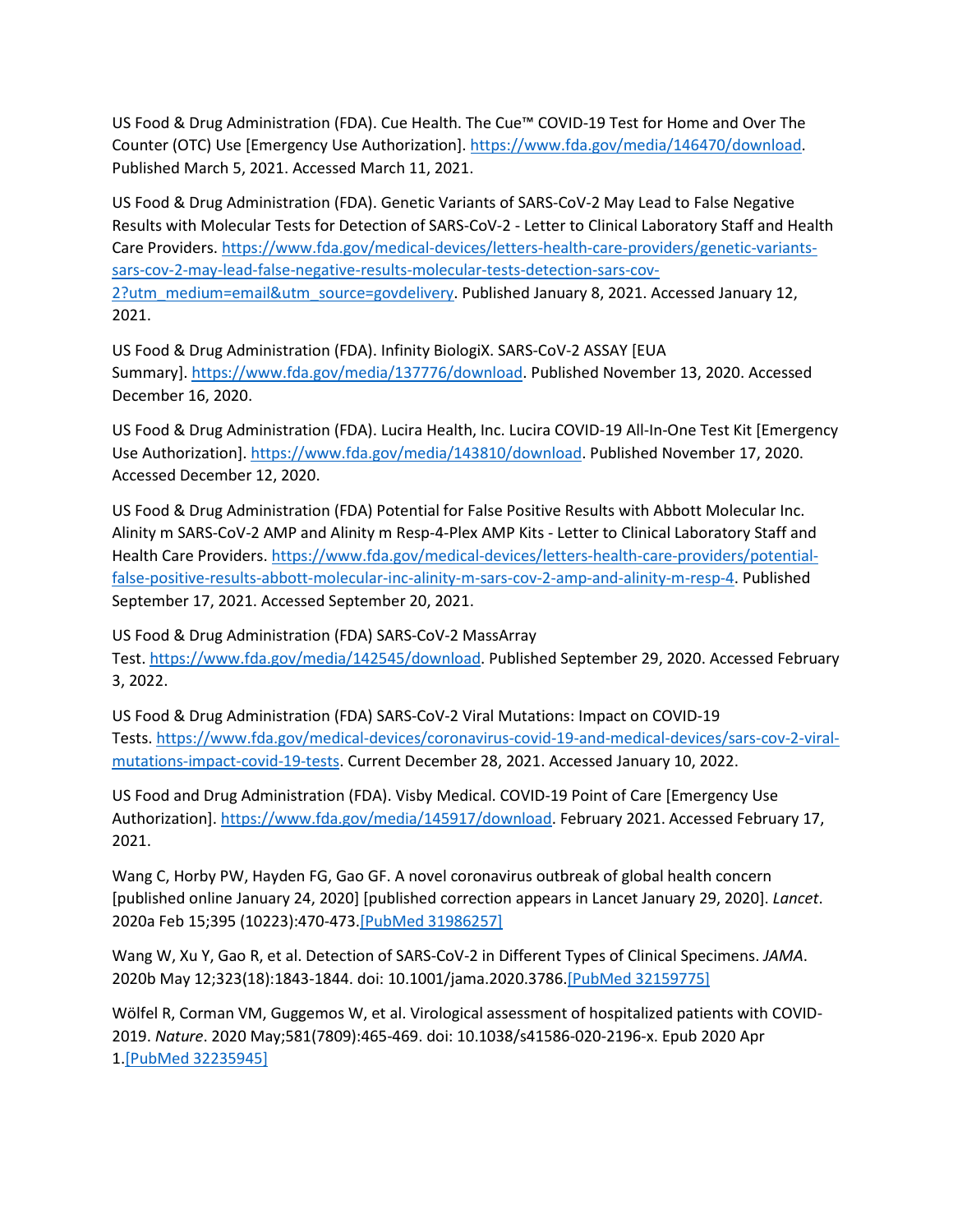US Food & Drug Administration (FDA). Cue Health. The Cue™ COVID-19 Test for Home and Over The Counter (OTC) Use [Emergency Use Authorization]. https://www.fda.gov/media/146470/download. Published March 5, 2021. Accessed March 11, 2021.

US Food & Drug Administration (FDA). Genetic Variants of SARS-CoV-2 May Lead to False Negative Results with Molecular Tests for Detection of SARS-CoV-2 - Letter to Clinical Laboratory Staff and Health Care Providers. https://www.fda.gov/medical-devices/letters-health-care-providers/genetic-variants-sars-cov-2-may-lead-false-negative-results-molecular-tests-detection-sars-cov-2?utm_medium=email&utm_source=govdelivery. Published January 8, 2021. Accessed January 12, 2021.

US Food & Drug Administration (FDA). Infinity BiologiX. SARS-CoV-2 ASSAY [EUA Summary]. https://www.fda.gov/media/137776/download. Published November 13, 2020. Accessed December 16, 2020.

US Food & Drug Administration (FDA). Lucira Health, Inc. Lucira COVID-19 All-In-One Test Kit [Emergency Use Authorization]. https://www.fda.gov/media/143810/download. Published November 17, 2020. Accessed December 12, 2020.

US Food & Drug Administration (FDA) Potential for False Positive Results with Abbott Molecular Inc. Alinity m SARS-CoV-2 AMP and Alinity m Resp-4-Plex AMP Kits - Letter to Clinical Laboratory Staff and Health Care Providers. https://www.fda.gov/medical-devices/letters-health-care-providers/potential-false-positive-results-abbott-molecular-inc-alinity-m-sars-cov-2-amp-and-alinity-m-resp-4. Published September 17, 2021. Accessed September 20, 2021.

US Food & Drug Administration (FDA) SARS-CoV-2 MassArray Test. https://www.fda.gov/media/142545/download. Published September 29, 2020. Accessed February 3, 2022.

US Food & Drug Administration (FDA) SARS-CoV-2 Viral Mutations: Impact on COVID-19 Tests. https://www.fda.gov/medical-devices/coronavirus-covid-19-and-medical-devices/sars-cov-2-viral-mutations-impact-covid-19-tests. Current December 28, 2021. Accessed January 10, 2022.

US Food and Drug Administration (FDA). Visby Medical. COVID-19 Point of Care [Emergency Use Authorization]. https://www.fda.gov/media/145917/download. February 2021. Accessed February 17, 2021.

Wang C, Horby PW, Hayden FG, Gao GF. A novel coronavirus outbreak of global health concern [published online January 24, 2020] [published correction appears in Lancet January 29, 2020]. *Lancet*. 2020a Feb 15;395 (10223):470-473.[PubMed 31986257]

Wang W, Xu Y, Gao R, et al. Detection of SARS-CoV-2 in Different Types of Clinical Specimens. *JAMA*. 2020b May 12;323(18):1843-1844. doi: 10.1001/jama.2020.3786.[PubMed 32159775]

Wölfel R, Corman VM, Guggemos W, et al. Virological assessment of hospitalized patients with COVID-2019. *Nature*. 2020 May;581(7809):465-469. doi: 10.1038/s41586-020-2196-x. Epub 2020 Apr 1.[PubMed 32235945]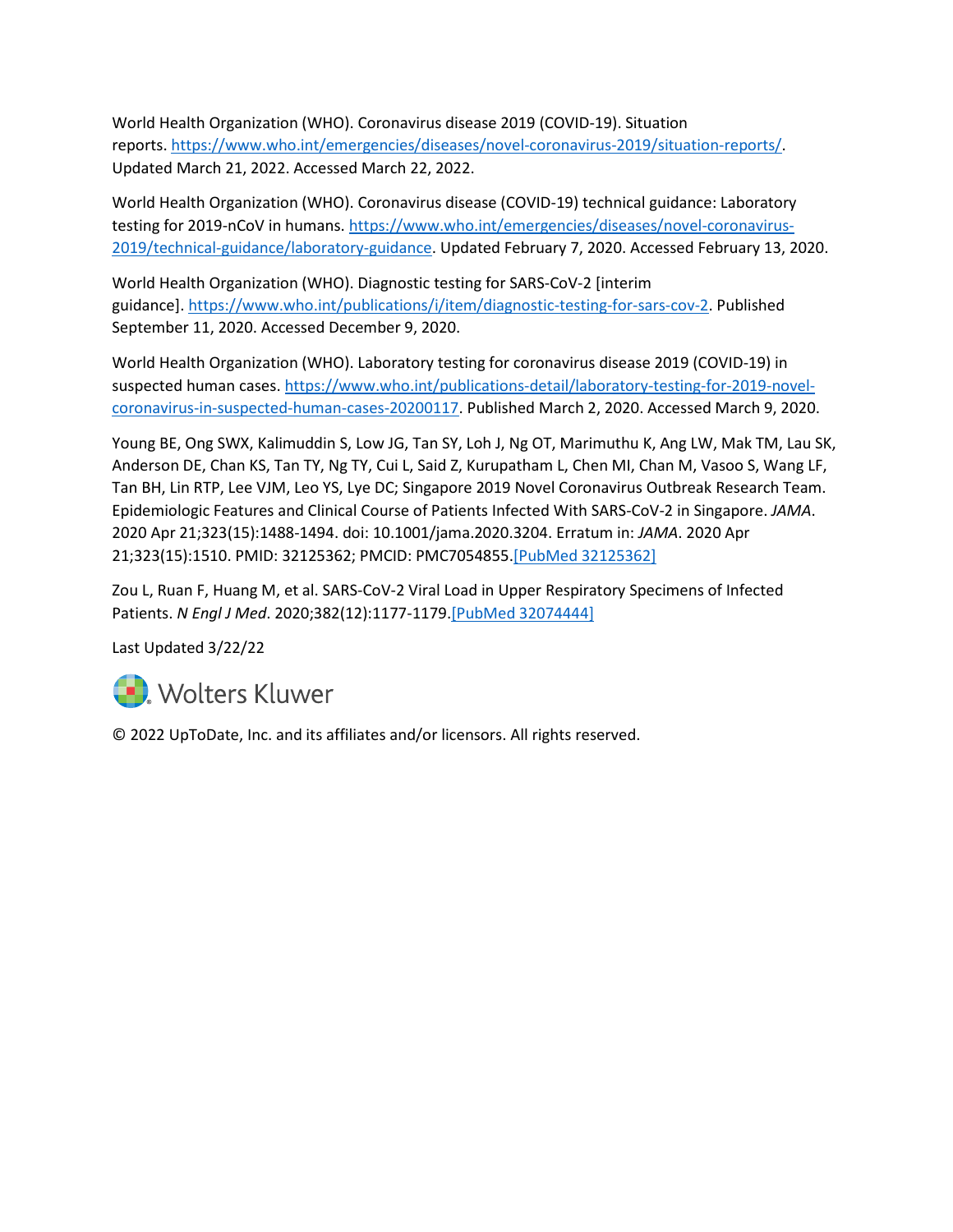World Health Organization (WHO). Coronavirus disease 2019 (COVID-19). Situation reports. https://www.who.int/emergencies/diseases/novel-coronavirus-2019/situation-reports/. Updated March 21, 2022. Accessed March 22, 2022.

World Health Organization (WHO). Coronavirus disease (COVID-19) technical guidance: Laboratory testing for 2019-nCoV in humans. https://www.who.int/emergencies/diseases/novel-coronavirus-2019/technical-guidance/laboratory-guidance. Updated February 7, 2020. Accessed February 13, 2020.

World Health Organization (WHO). Diagnostic testing for SARS-CoV-2 [interim guidance]. https://www.who.int/publications/i/item/diagnostic-testing-for-sars-cov-2. Published September 11, 2020. Accessed December 9, 2020.

World Health Organization (WHO). Laboratory testing for coronavirus disease 2019 (COVID-19) in suspected human cases. https://www.who.int/publications-detail/laboratory-testing-for-2019-novel-coronavirus-in-suspected-human-cases-20200117. Published March 2, 2020. Accessed March 9, 2020.

Young BE, Ong SWX, Kalimuddin S, Low JG, Tan SY, Loh J, Ng OT, Marimuthu K, Ang LW, Mak TM, Lau SK, Anderson DE, Chan KS, Tan TY, Ng TY, Cui L, Said Z, Kurupatham L, Chen MI, Chan M, Vasoo S, Wang LF, Tan BH, Lin RTP, Lee VJM, Leo YS, Lye DC; Singapore 2019 Novel Coronavirus Outbreak Research Team. Epidemiologic Features and Clinical Course of Patients Infected With SARS-CoV-2 in Singapore. *JAMA*. 2020 Apr 21;323(15):1488-1494. doi: 10.1001/jama.2020.3204. Erratum in: *JAMA*. 2020 Apr 21;323(15):1510. PMID: 32125362; PMCID: PMC7054855.[PubMed 32125362]

Zou L, Ruan F, Huang M, et al. SARS-CoV-2 Viral Load in Upper Respiratory Specimens of Infected Patients. *N Engl J Med*. 2020;382(12):1177-1179.[PubMed 32074444]

Last Updated 3/22/22

Wolters Kluwer

© 2022 UpToDate, Inc. and its affiliates and/or licensors. All rights reserved.